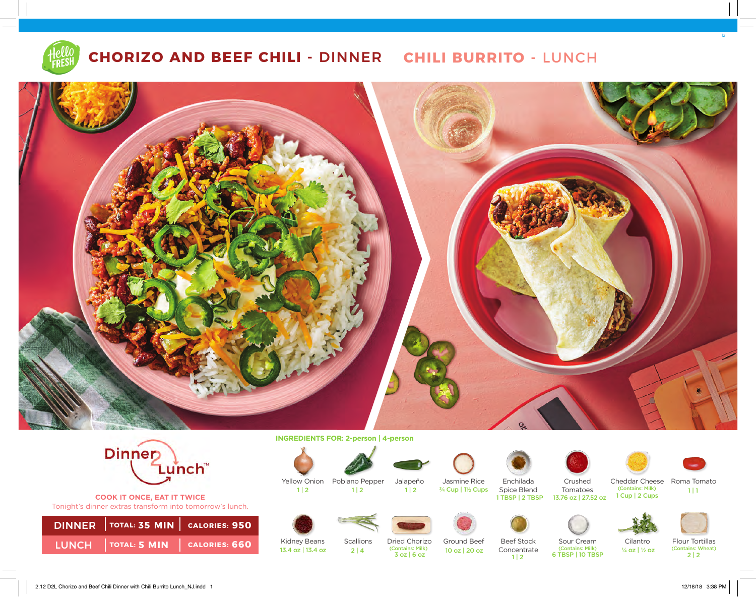# CHORIZO AND BEEF CHILI - DINNER   CHILI BURRITO - LUNCH

**Dinner2Lunch™**

**COOK IT ONCE, EAT IT TWICE**

Tonight's dinner extras transform into tomorrow's lunch.

| | | |
|---|---|---|
| DINNER | TOTAL: 35 MIN | CALORIES: 950 |
| LUNCH | TOTAL: 5 MIN | CALORIES: 660 |

**INGREDIENTS FOR: 2-person | 4-person**

- Yellow Onion — 1 | 2
- Poblano Pepper — 1 | 2
- Jalapeño — 1 | 2
- Jasmine Rice — ¾ Cup | 1½ Cups
- Enchilada Spice Blend — 1 TBSP | 2 TBSP
- Crushed Tomatoes — 13.76 oz | 27.52 oz
- Cheddar Cheese (Contains: Milk) — 1 Cup | 2 Cups
- Roma Tomato — 1 | 1
- Kidney Beans — 13.4 oz | 13.4 oz
- Scallions — 2 | 4
- Dried Chorizo (Contains: Milk) — 3 oz | 6 oz
- Ground Beef — 10 oz | 20 oz
- Beef Stock Concentrate — 1 | 2
- Sour Cream (Contains: Milk) — 6 TBSP | 10 TBSP
- Cilantro — ¼ oz | ½ oz
- Flour Tortillas (Contains: Wheat) — 2 | 2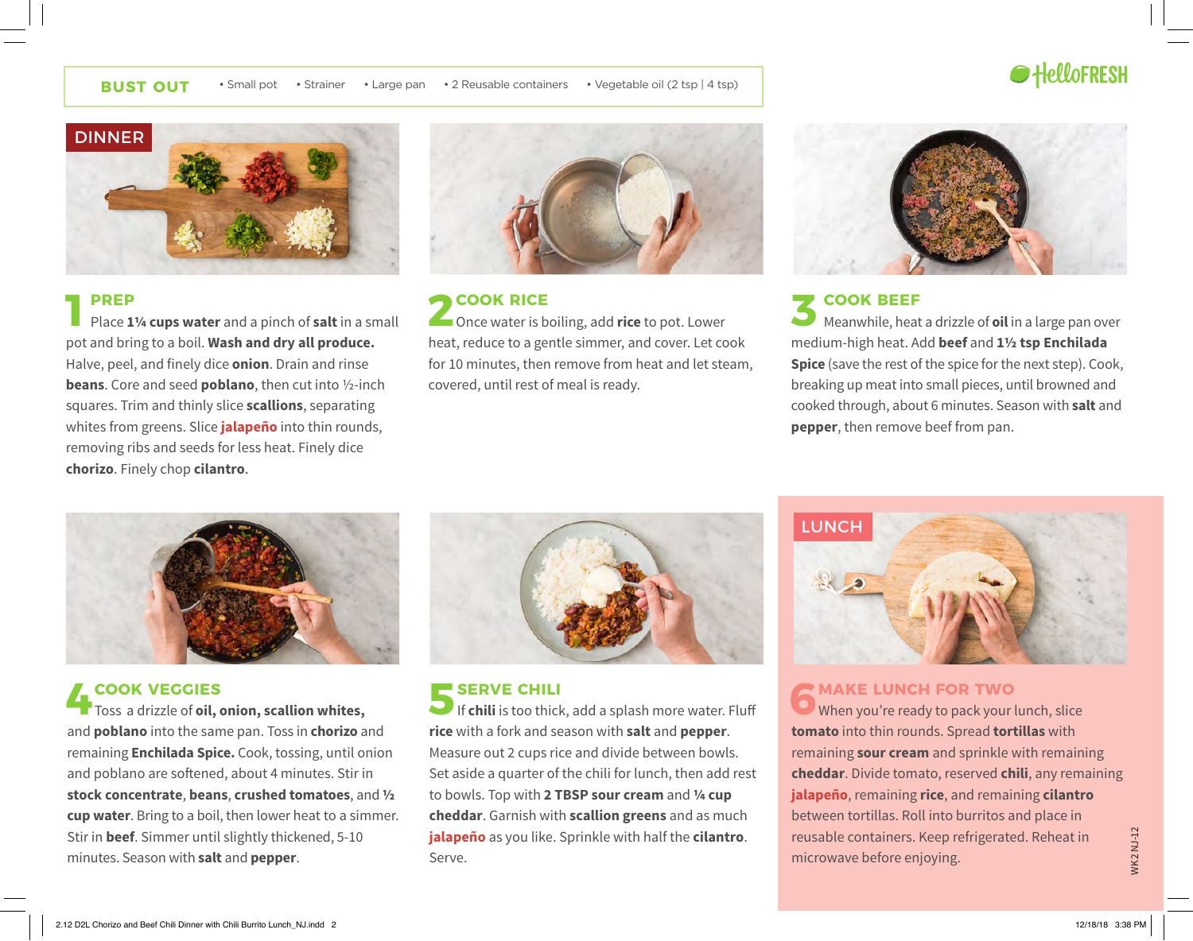**BUST OUT**

- Small pot
- Strainer
- Large pan
- 2 Reusable containers
- Vegetable oil (2 tsp | 4 tsp)

## DINNER

### 1 PREP

Place **1¼ cups water** and a pinch of **salt** in a small pot and bring to a boil. **Wash and dry all produce.** Halve, peel, and finely dice **onion**. Drain and rinse **beans**. Core and seed **poblano**, then cut into ½-inch squares. Trim and thinly slice **scallions**, separating whites from greens. Slice **jalapeño** into thin rounds, removing ribs and seeds for less heat. Finely dice **chorizo**. Finely chop **cilantro**.

### 2 COOK RICE

Once water is boiling, add **rice** to pot. Lower heat, reduce to a gentle simmer, and cover. Let cook for 10 minutes, then remove from heat and let steam, covered, until rest of meal is ready.

### 3 COOK BEEF

Meanwhile, heat a drizzle of **oil** in a large pan over medium-high heat. Add **beef** and **1½ tsp Enchilada Spice** (save the rest of the spice for the next step). Cook, breaking up meat into small pieces, until browned and cooked through, about 6 minutes. Season with **salt** and **pepper**, then remove beef from pan.

### 4 COOK VEGGIES

Toss a drizzle of **oil, onion, scallion whites,** and **poblano** into the same pan. Toss in **chorizo** and remaining **Enchilada Spice.** Cook, tossing, until onion and poblano are softened, about 4 minutes. Stir in **stock concentrate**, **beans**, **crushed tomatoes**, and **½ cup water**. Bring to a boil, then lower heat to a simmer. Stir in **beef**. Simmer until slightly thickened, 5-10 minutes. Season with **salt** and **pepper**.

### 5 SERVE CHILI

If **chili** is too thick, add a splash more water. Fluff **rice** with a fork and season with **salt** and **pepper**. Measure out 2 cups rice and divide between bowls. Set aside a quarter of the chili for lunch, then add rest to bowls. Top with **2 TBSP sour cream** and **¼ cup cheddar**. Garnish with **scallion greens** and as much **jalapeño** as you like. Sprinkle with half the **cilantro**. Serve.

## LUNCH

### 6 MAKE LUNCH FOR TWO

When you're ready to pack your lunch, slice **tomato** into thin rounds. Spread **tortillas** with remaining **sour cream** and sprinkle with remaining **cheddar**. Divide tomato, reserved **chili**, any remaining **jalapeño**, remaining **rice**, and remaining **cilantro** between tortillas. Roll into burritos and place in reusable containers. Keep refrigerated. Reheat in microwave before enjoying.

WK2 NJ-12